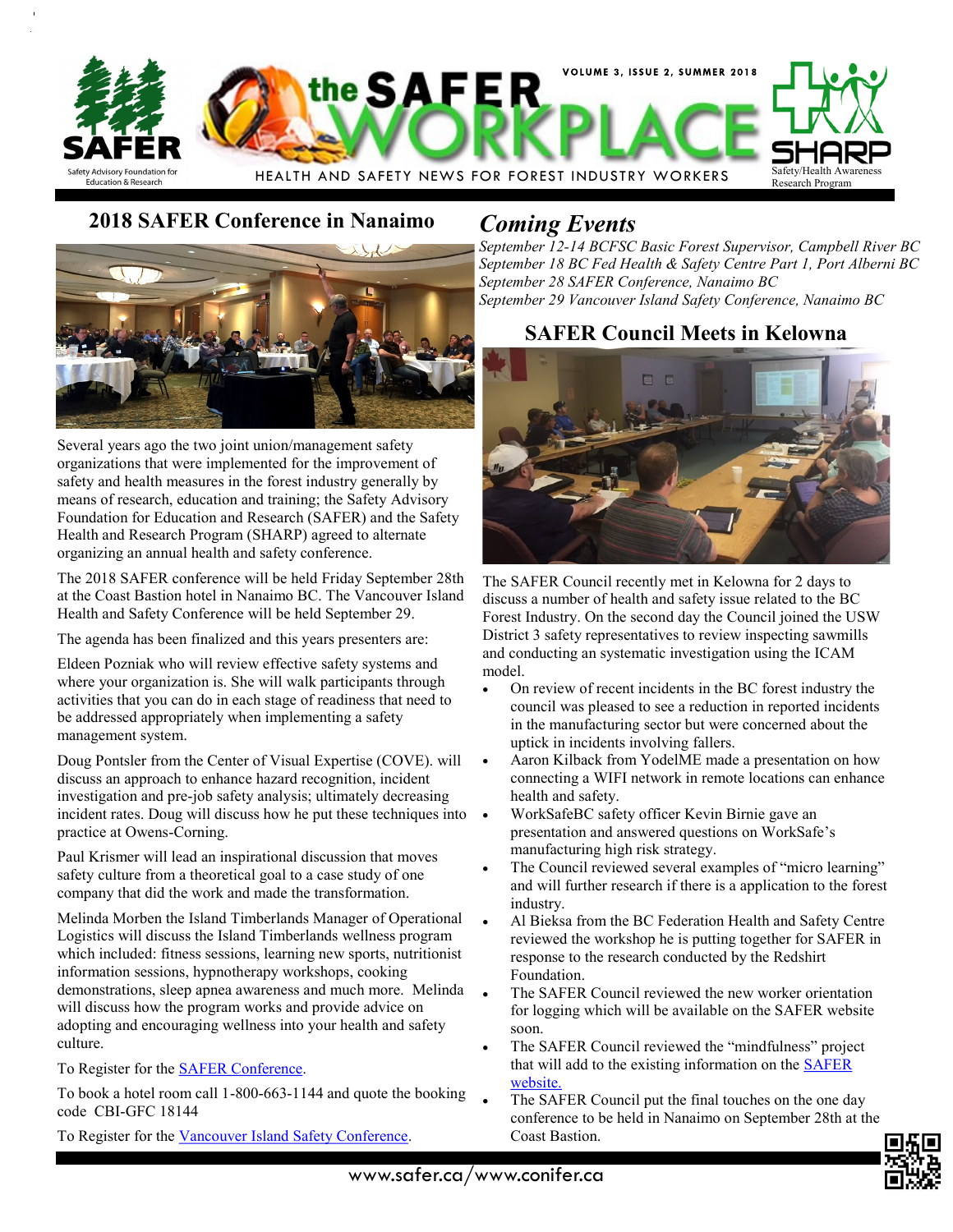# the SAFER WORKPLACE

HEALTH AND SAFETY NEWS FOR FOREST INDUSTRY WORKERS

## 2018 SAFER Conference in Nanaimo

Several years ago the two joint union/management safety organizations that were implemented for the improvement of safety and health measures in the forest industry generally by means of research, education and training; the Safety Advisory Foundation for Education and Research (SAFER) and the Safety Health and Research Program (SHARP) agreed to alternate organizing an annual health and safety conference.

The 2018 SAFER conference will be held Friday September 28th at the Coast Bastion hotel in Nanaimo BC. The Vancouver Island Health and Safety Conference will be held September 29.

The agenda has been finalized and this years presenters are:

Eldeen Pozniak who will review effective safety systems and where your organization is. She will walk participants through activities that you can do in each stage of readiness that need to be addressed appropriately when implementing a safety management system.

Doug Pontsler from the Center of Visual Expertise (COVE). will discuss an approach to enhance hazard recognition, incident investigation and pre-job safety analysis; ultimately decreasing incident rates. Doug will discuss how he put these techniques into practice at Owens-Corning.

Paul Krismer will lead an inspirational discussion that moves safety culture from a theoretical goal to a case study of one company that did the work and made the transformation.

Melinda Morben the Island Timberlands Manager of Operational Logistics will discuss the Island Timberlands wellness program which included: fitness sessions, learning new sports, nutritionist information sessions, hypnotherapy workshops, cooking demonstrations, sleep apnea awareness and much more. Melinda will discuss how the program works and provide advice on adopting and encouraging wellness into your health and safety culture.

To Register for the SAFER Conference.

To book a hotel room call 1-800-663-1144 and quote the booking code CBI-GFC 18144

To Register for the Vancouver Island Safety Conference.

## *Coming Events*

*September 12-14 BCFSC Basic Forest Supervisor, Campbell River BC*
*September 18 BC Fed Health & Safety Centre Part 1, Port Alberni BC*
*September 28 SAFER Conference, Nanaimo BC*
*September 29 Vancouver Island Safety Conference, Nanaimo BC*

## SAFER Council Meets in Kelowna

The SAFER Council recently met in Kelowna for 2 days to discuss a number of health and safety issue related to the BC Forest Industry. On the second day the Council joined the USW District 3 safety representatives to review inspecting sawmills and conducting an systematic investigation using the ICAM model.

- On review of recent incidents in the BC forest industry the council was pleased to see a reduction in reported incidents in the manufacturing sector but were concerned about the uptick in incidents involving fallers.
- Aaron Kilback from YodelME made a presentation on how connecting a WIFI network in remote locations can enhance health and safety.
- WorkSafeBC safety officer Kevin Birnie gave an presentation and answered questions on WorkSafe's manufacturing high risk strategy.
- The Council reviewed several examples of "micro learning" and will further research if there is a application to the forest industry.
- Al Bieksa from the BC Federation Health and Safety Centre reviewed the workshop he is putting together for SAFER in response to the research conducted by the Redshirt Foundation.
- The SAFER Council reviewed the new worker orientation for logging which will be available on the SAFER website soon.
- The SAFER Council reviewed the "mindfulness" project that will add to the existing information on the SAFER website.
- The SAFER Council put the final touches on the one day conference to be held in Nanaimo on September 28th at the Coast Bastion.

www.safer.ca/www.conifer.ca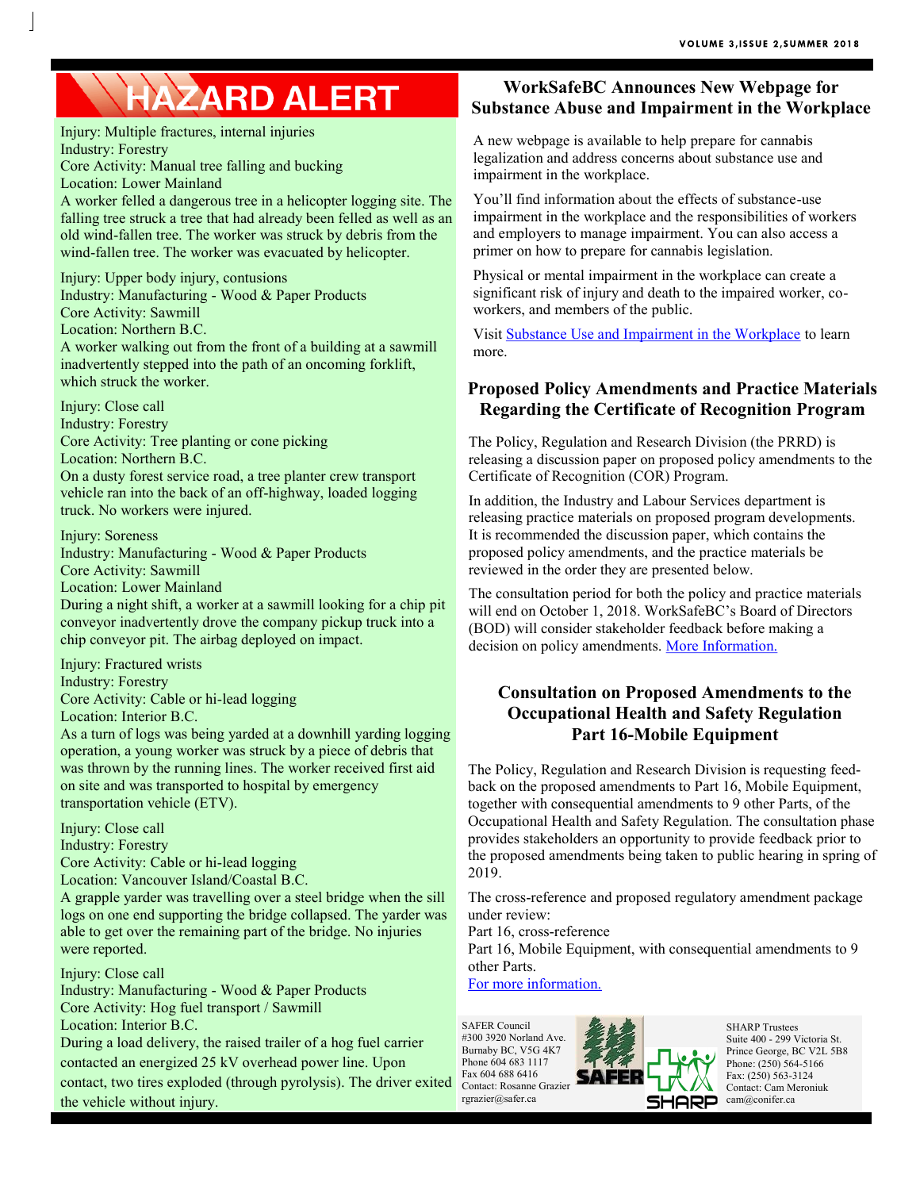# HAZARD ALERT

Injury: Multiple fractures, internal injuries
Industry: Forestry
Core Activity: Manual tree falling and bucking
Location: Lower Mainland
A worker felled a dangerous tree in a helicopter logging site. The falling tree struck a tree that had already been felled as well as an old wind-fallen tree. The worker was struck by debris from the wind-fallen tree. The worker was evacuated by helicopter.

Injury: Upper body injury, contusions
Industry: Manufacturing - Wood & Paper Products
Core Activity: Sawmill
Location: Northern B.C.
A worker walking out from the front of a building at a sawmill inadvertently stepped into the path of an oncoming forklift, which struck the worker.

Injury: Close call
Industry: Forestry
Core Activity: Tree planting or cone picking
Location: Northern B.C.
On a dusty forest service road, a tree planter crew transport vehicle ran into the back of an off-highway, loaded logging truck. No workers were injured.

Injury: Soreness
Industry: Manufacturing - Wood & Paper Products
Core Activity: Sawmill
Location: Lower Mainland
During a night shift, a worker at a sawmill looking for a chip pit conveyor inadvertently drove the company pickup truck into a chip conveyor pit. The airbag deployed on impact.

Injury: Fractured wrists
Industry: Forestry
Core Activity: Cable or hi-lead logging
Location: Interior B.C.
As a turn of logs was being yarded at a downhill yarding logging operation, a young worker was struck by a piece of debris that was thrown by the running lines. The worker received first aid on site and was transported to hospital by emergency transportation vehicle (ETV).

Injury: Close call
Industry: Forestry
Core Activity: Cable or hi-lead logging
Location: Vancouver Island/Coastal B.C.
A grapple yarder was travelling over a steel bridge when the sill logs on one end supporting the bridge collapsed. The yarder was able to get over the remaining part of the bridge. No injuries were reported.

Injury: Close call
Industry: Manufacturing - Wood & Paper Products
Core Activity: Hog fuel transport / Sawmill
Location: Interior B.C.
During a load delivery, the raised trailer of a hog fuel carrier contacted an energized 25 kV overhead power line. Upon contact, two tires exploded (through pyrolysis). The driver exited the vehicle without injury.

## WorkSafeBC Announces New Webpage for Substance Abuse and Impairment in the Workplace

A new webpage is available to help prepare for cannabis legalization and address concerns about substance use and impairment in the workplace.

You'll find information about the effects of substance-use impairment in the workplace and the responsibilities of workers and employers to manage impairment. You can also access a primer on how to prepare for cannabis legislation.

Physical or mental impairment in the workplace can create a significant risk of injury and death to the impaired worker, co-workers, and members of the public.

Visit [Substance Use and Impairment in the Workplace] to learn more.

## Proposed Policy Amendments and Practice Materials Regarding the Certificate of Recognition Program

The Policy, Regulation and Research Division (the PRRD) is releasing a discussion paper on proposed policy amendments to the Certificate of Recognition (COR) Program.

In addition, the Industry and Labour Services department is releasing practice materials on proposed program developments. It is recommended the discussion paper, which contains the proposed policy amendments, and the practice materials be reviewed in the order they are presented below.

The consultation period for both the policy and practice materials will end on October 1, 2018. WorkSafeBC's Board of Directors (BOD) will consider stakeholder feedback before making a decision on policy amendments. [More Information.]

## Consultation on Proposed Amendments to the Occupational Health and Safety Regulation Part 16-Mobile Equipment

The Policy, Regulation and Research Division is requesting feed-back on the proposed amendments to Part 16, Mobile Equipment, together with consequential amendments to 9 other Parts, of the Occupational Health and Safety Regulation. The consultation phase provides stakeholders an opportunity to provide feedback prior to the proposed amendments being taken to public hearing in spring of 2019.

The cross-reference and proposed regulatory amendment package under review:
Part 16, cross-reference
Part 16, Mobile Equipment, with consequential amendments to 9 other Parts.
[For more information.]

SAFER Council
#300 3920 Norland Ave.
Burnaby BC, V5G 4K7
Phone 604 683 1117
Fax 604 688 6416
Contact: Rosanne Grazier
rgrazier@safer.ca

SAFER

SHARP

SHARP Trustees
Suite 400 - 299 Victoria St.
Prince George, BC V2L 5B8
Phone: (250) 564-5166
Fax: (250) 563-3124
Contact: Cam Meroniuk
cam@conifer.ca